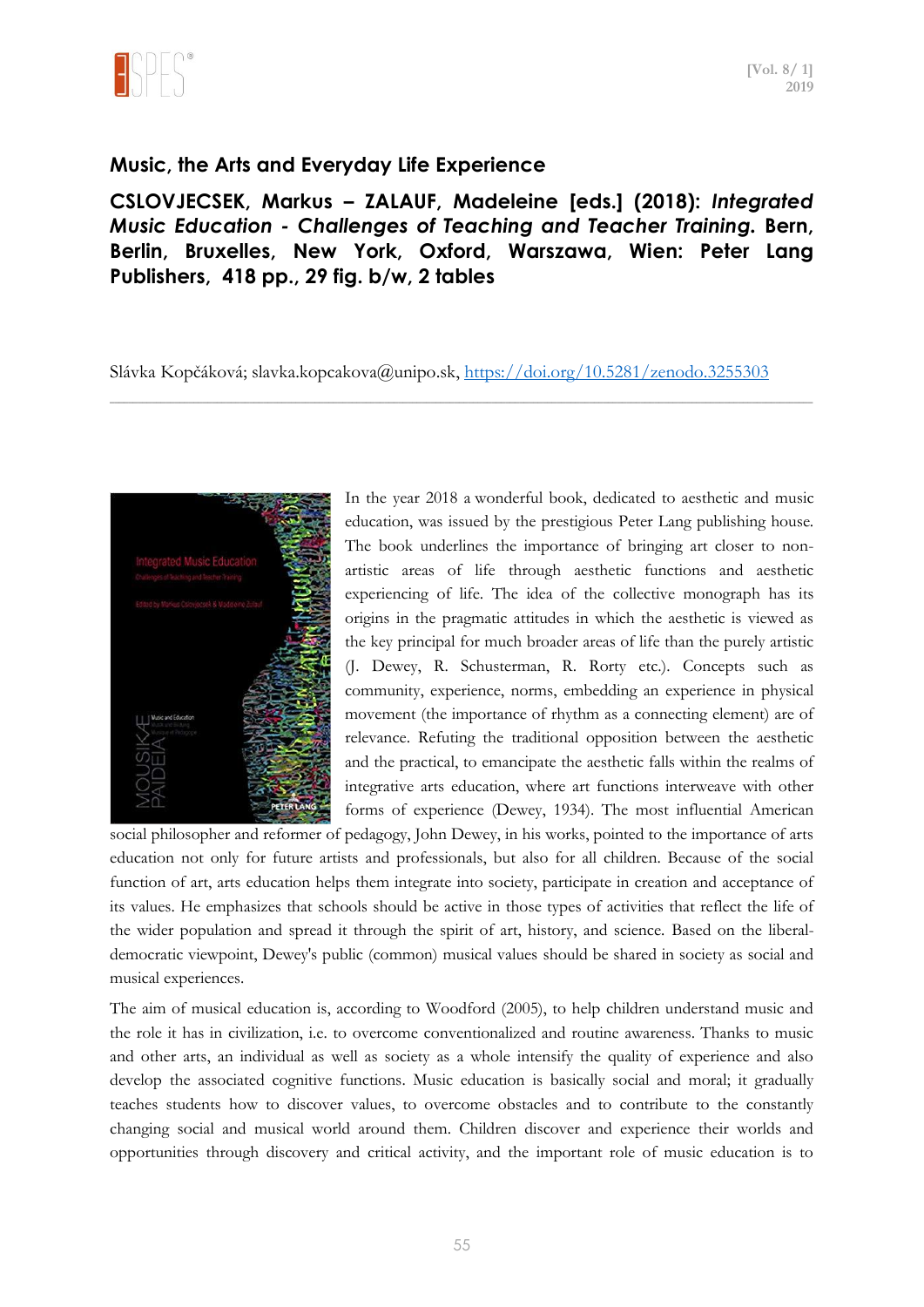## Music, the Arts and Everyday Life Experience

**CSLOVJECSEK, Markus – ZALAUF, Madeleine [eds.] (2018): *Integrated Music Education - Challenges of Teaching and Teacher Training*. Bern, Berlin, Bruxelles, New York, Oxford, Warszawa, Wien: Peter Lang Publishers, 418 pp., 29 fig. b/w, 2 tables**

Slávka Kopčáková; slavka.kopcakova@unipo.sk, https://doi.org/10.5281/zenodo.3255303

---

In the year 2018 a wonderful book, dedicated to aesthetic and music education, was issued by the prestigious Peter Lang publishing house. The book underlines the importance of bringing art closer to non-artistic areas of life through aesthetic functions and aesthetic experiencing of life. The idea of the collective monograph has its origins in the pragmatic attitudes in which the aesthetic is viewed as the key principal for much broader areas of life than the purely artistic (J. Dewey, R. Schusterman, R. Rorty etc.). Concepts such as community, experience, norms, embedding an experience in physical movement (the importance of rhythm as a connecting element) are of relevance. Refuting the traditional opposition between the aesthetic and the practical, to emancipate the aesthetic falls within the realms of integrative arts education, where art functions interweave with other forms of experience (Dewey, 1934). The most influential American social philosopher and reformer of pedagogy, John Dewey, in his works, pointed to the importance of arts education not only for future artists and professionals, but also for all children. Because of the social function of art, arts education helps them integrate into society, participate in creation and acceptance of its values. He emphasizes that schools should be active in those types of activities that reflect the life of the wider population and spread it through the spirit of art, history, and science. Based on the liberal-democratic viewpoint, Dewey's public (common) musical values should be shared in society as social and musical experiences.

The aim of musical education is, according to Woodford (2005), to help children understand music and the role it has in civilization, i.e. to overcome conventionalized and routine awareness. Thanks to music and other arts, an individual as well as society as a whole intensify the quality of experience and also develop the associated cognitive functions. Music education is basically social and moral; it gradually teaches students how to discover values, to overcome obstacles and to contribute to the constantly changing social and musical world around them. Children discover and experience their worlds and opportunities through discovery and critical activity, and the important role of music education is to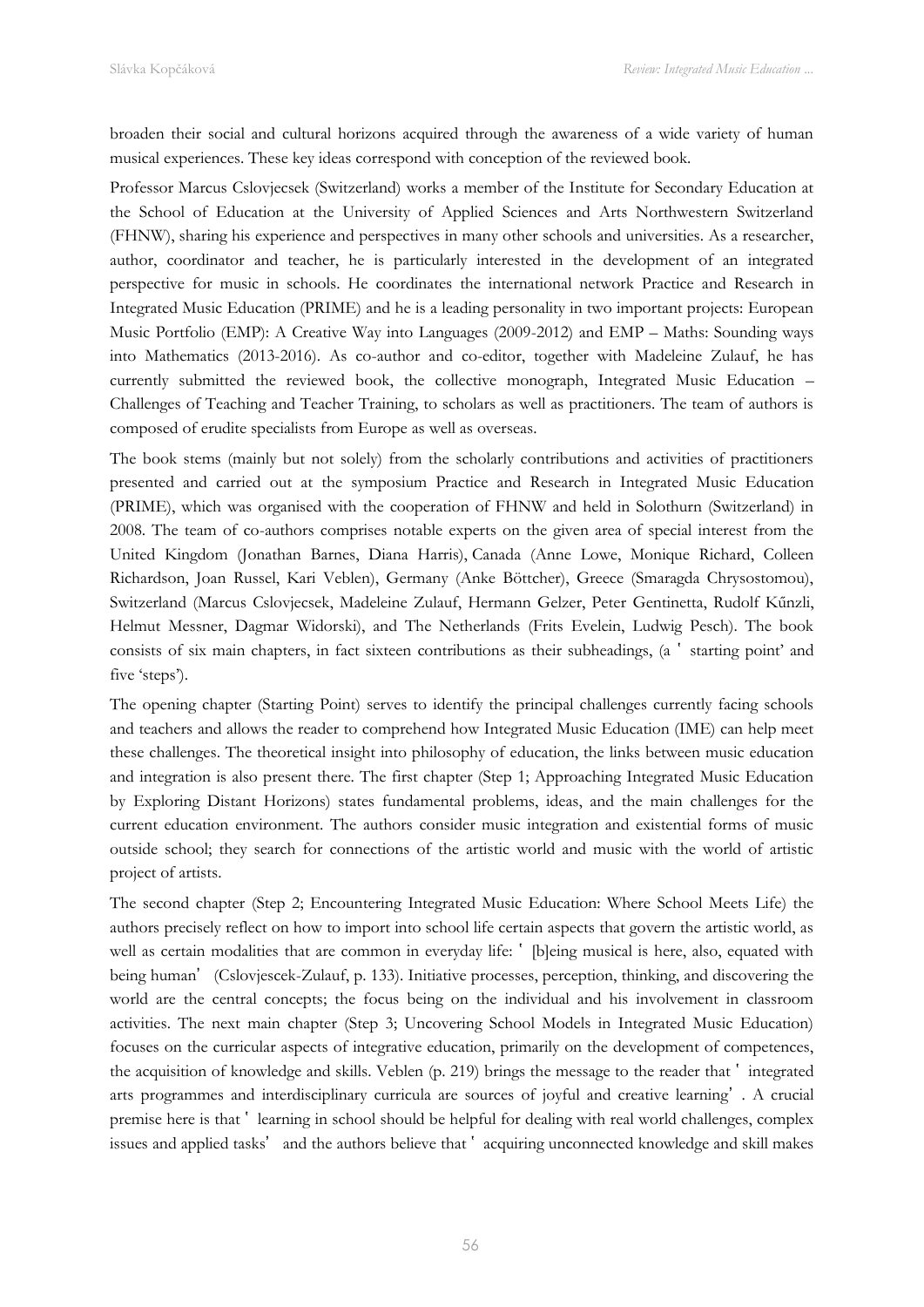broaden their social and cultural horizons acquired through the awareness of a wide variety of human musical experiences. These key ideas correspond with conception of the reviewed book.

Professor Marcus Cslovjecsek (Switzerland) works a member of the Institute for Secondary Education at the School of Education at the University of Applied Sciences and Arts Northwestern Switzerland (FHNW), sharing his experience and perspectives in many other schools and universities. As a researcher, author, coordinator and teacher, he is particularly interested in the development of an integrated perspective for music in schools. He coordinates the international network Practice and Research in Integrated Music Education (PRIME) and he is a leading personality in two important projects: European Music Portfolio (EMP): A Creative Way into Languages (2009-2012) and EMP – Maths: Sounding ways into Mathematics (2013-2016). As co-author and co-editor, together with Madeleine Zulauf, he has currently submitted the reviewed book, the collective monograph, Integrated Music Education – Challenges of Teaching and Teacher Training, to scholars as well as practitioners. The team of authors is composed of erudite specialists from Europe as well as overseas.

The book stems (mainly but not solely) from the scholarly contributions and activities of practitioners presented and carried out at the symposium Practice and Research in Integrated Music Education (PRIME), which was organised with the cooperation of FHNW and held in Solothurn (Switzerland) in 2008. The team of co-authors comprises notable experts on the given area of special interest from the United Kingdom (Jonathan Barnes, Diana Harris), Canada (Anne Lowe, Monique Richard, Colleen Richardson, Joan Russel, Kari Veblen), Germany (Anke Böttcher), Greece (Smaragda Chrysostomou), Switzerland (Marcus Cslovjecsek, Madeleine Zulauf, Hermann Gelzer, Peter Gentinetta, Rudolf Kűnzli, Helmut Messner, Dagmar Widorski), and The Netherlands (Frits Evelein, Ludwig Pesch). The book consists of six main chapters, in fact sixteen contributions as their subheadings, (a 'starting point' and five 'steps').

The opening chapter (Starting Point) serves to identify the principal challenges currently facing schools and teachers and allows the reader to comprehend how Integrated Music Education (IME) can help meet these challenges. The theoretical insight into philosophy of education, the links between music education and integration is also present there. The first chapter (Step 1; Approaching Integrated Music Education by Exploring Distant Horizons) states fundamental problems, ideas, and the main challenges for the current education environment. The authors consider music integration and existential forms of music outside school; they search for connections of the artistic world and music with the world of artistic project of artists.

The second chapter (Step 2; Encountering Integrated Music Education: Where School Meets Life) the authors precisely reflect on how to import into school life certain aspects that govern the artistic world, as well as certain modalities that are common in everyday life: '[b]eing musical is here, also, equated with being human' (Cslovjescek-Zulauf, p. 133). Initiative processes, perception, thinking, and discovering the world are the central concepts; the focus being on the individual and his involvement in classroom activities. The next main chapter (Step 3; Uncovering School Models in Integrated Music Education) focuses on the curricular aspects of integrative education, primarily on the development of competences, the acquisition of knowledge and skills. Veblen (p. 219) brings the message to the reader that 'integrated arts programmes and interdisciplinary curricula are sources of joyful and creative learning'. A crucial premise here is that 'learning in school should be helpful for dealing with real world challenges, complex issues and applied tasks' and the authors believe that 'acquiring unconnected knowledge and skill makes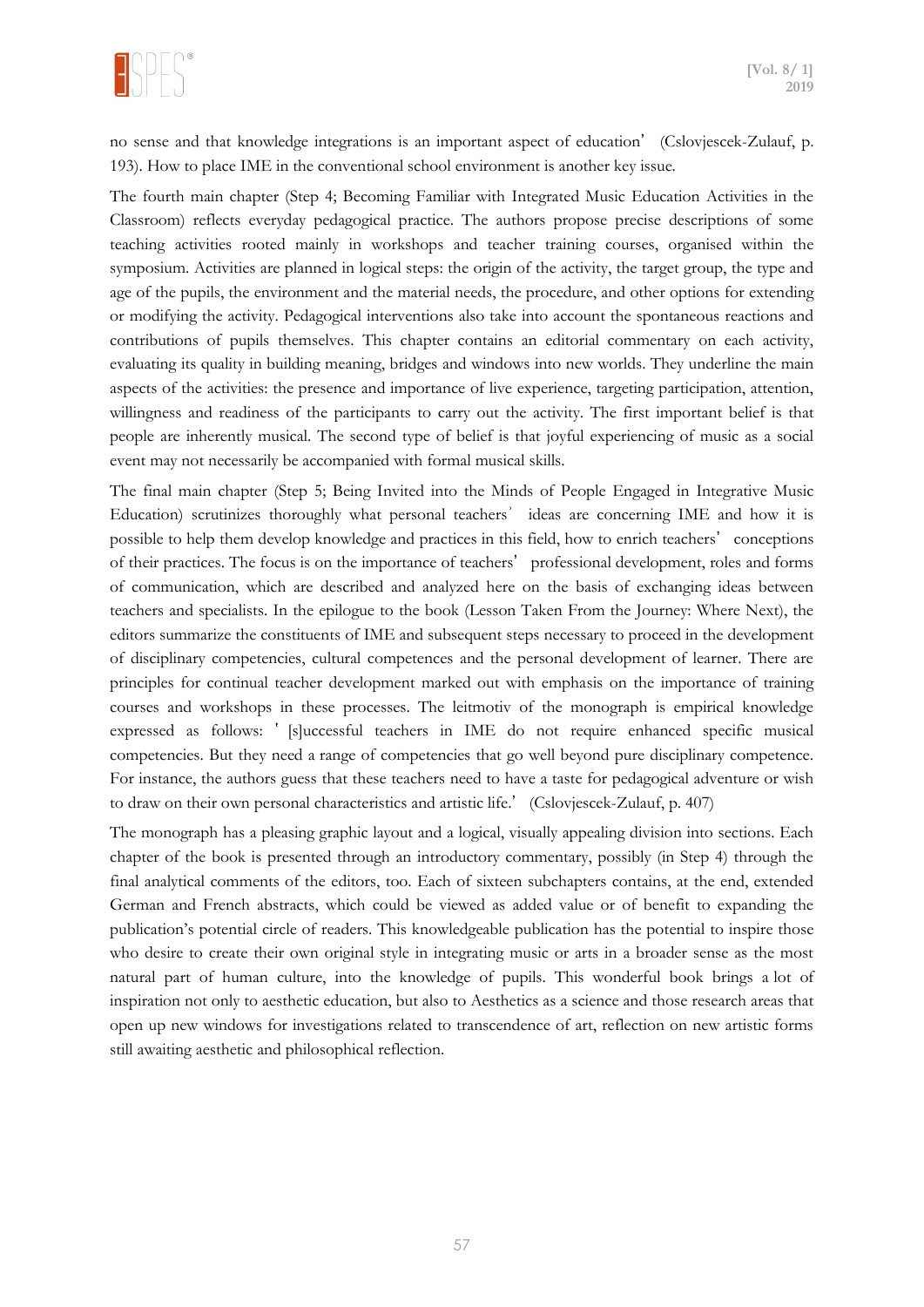no sense and that knowledge integrations is an important aspect of education' (Cslovjescek-Zulauf, p. 193). How to place IME in the conventional school environment is another key issue.

The fourth main chapter (Step 4; Becoming Familiar with Integrated Music Education Activities in the Classroom) reflects everyday pedagogical practice. The authors propose precise descriptions of some teaching activities rooted mainly in workshops and teacher training courses, organised within the symposium. Activities are planned in logical steps: the origin of the activity, the target group, the type and age of the pupils, the environment and the material needs, the procedure, and other options for extending or modifying the activity. Pedagogical interventions also take into account the spontaneous reactions and contributions of pupils themselves. This chapter contains an editorial commentary on each activity, evaluating its quality in building meaning, bridges and windows into new worlds. They underline the main aspects of the activities: the presence and importance of live experience, targeting participation, attention, willingness and readiness of the participants to carry out the activity. The first important belief is that people are inherently musical. The second type of belief is that joyful experiencing of music as a social event may not necessarily be accompanied with formal musical skills.

The final main chapter (Step 5; Being Invited into the Minds of People Engaged in Integrative Music Education) scrutinizes thoroughly what personal teachers' ideas are concerning IME and how it is possible to help them develop knowledge and practices in this field, how to enrich teachers' conceptions of their practices. The focus is on the importance of teachers' professional development, roles and forms of communication, which are described and analyzed here on the basis of exchanging ideas between teachers and specialists. In the epilogue to the book (Lesson Taken From the Journey: Where Next), the editors summarize the constituents of IME and subsequent steps necessary to proceed in the development of disciplinary competencies, cultural competences and the personal development of learner. There are principles for continual teacher development marked out with emphasis on the importance of training courses and workshops in these processes. The leitmotiv of the monograph is empirical knowledge expressed as follows: '[s]uccessful teachers in IME do not require enhanced specific musical competencies. But they need a range of competencies that go well beyond pure disciplinary competence. For instance, the authors guess that these teachers need to have a taste for pedagogical adventure or wish to draw on their own personal characteristics and artistic life.' (Cslovjescek-Zulauf, p. 407)

The monograph has a pleasing graphic layout and a logical, visually appealing division into sections. Each chapter of the book is presented through an introductory commentary, possibly (in Step 4) through the final analytical comments of the editors, too. Each of sixteen subchapters contains, at the end, extended German and French abstracts, which could be viewed as added value or of benefit to expanding the publication's potential circle of readers. This knowledgeable publication has the potential to inspire those who desire to create their own original style in integrating music or arts in a broader sense as the most natural part of human culture, into the knowledge of pupils. This wonderful book brings a lot of inspiration not only to aesthetic education, but also to Aesthetics as a science and those research areas that open up new windows for investigations related to transcendence of art, reflection on new artistic forms still awaiting aesthetic and philosophical reflection.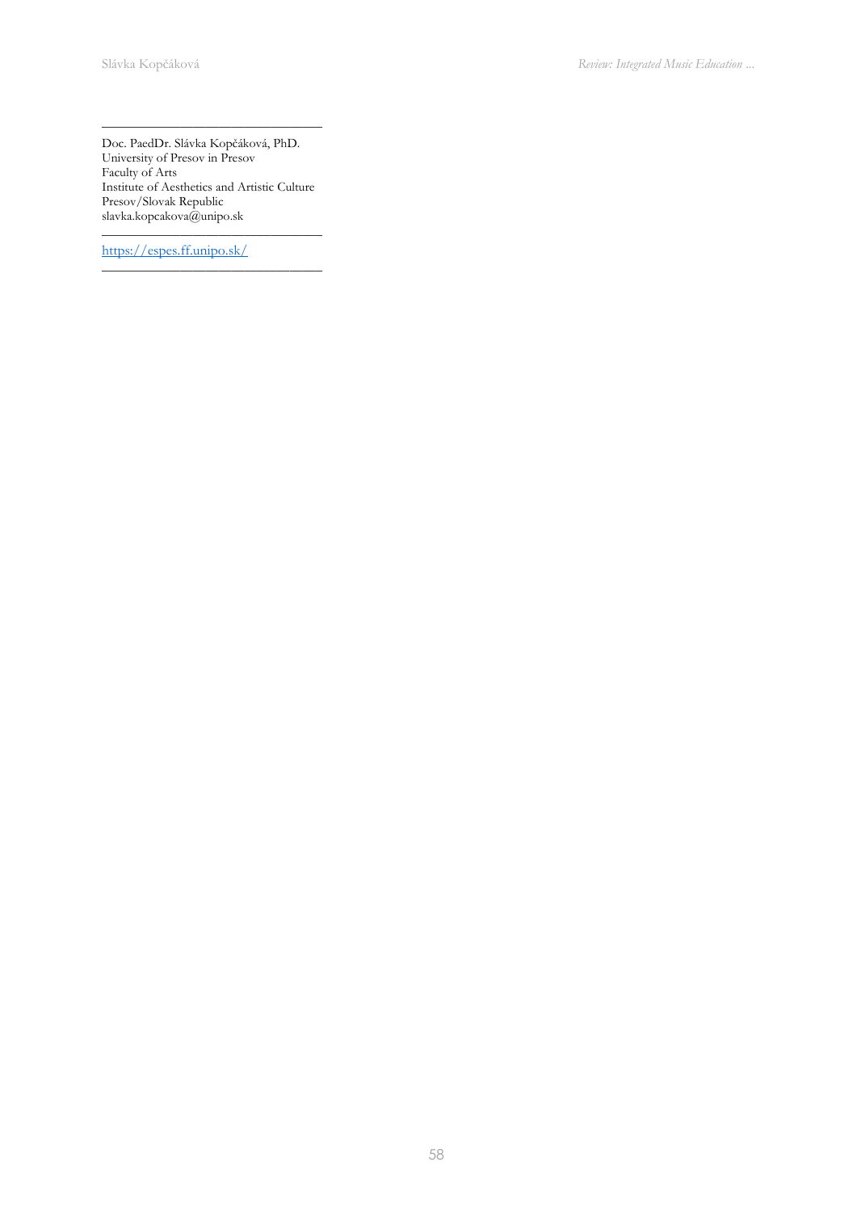---

Doc. PaedDr. Slávka Kopčáková, PhD.
University of Presov in Presov
Faculty of Arts
Institute of Aesthetics and Artistic Culture
Presov/Slovak Republic
slavka.kopcakova@unipo.sk

---

[https://espes.ff.unipo.sk/](https://espes.ff.unipo.sk/)

---